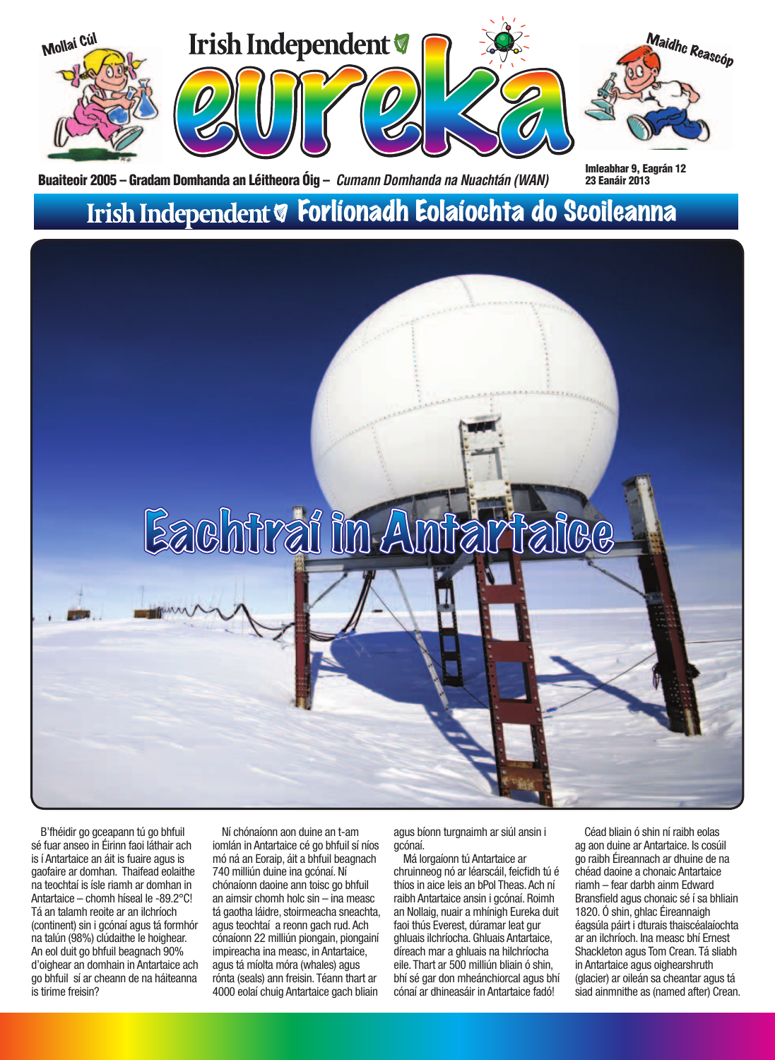Mollaí Cúl

# Irish Independent eureka

Maidhc Reascóp

Buaiteoir 2005 – Gradam Domhanda an Léitheora Óig – *Cumann Domhanda na Nuachtán (WAN)*

Imleabhar 9, Eagrán 12
23 Eanáir 2013

## Irish Independent Forlíonadh Eolaíochta do Scoileanna

# Eachtraí in Antartaice

B'fhéidir go gceapann tú go bhfuil sé fuar anseo in Éirinn faoi láthair ach is í Antartaice an áit is fuaire agus is gaofaire ar domhan. Thaifead eolaithe na teochtaí is ísle riamh ar domhan in Antartaice – chomh híseal le -89.2°C! Tá an talamh reoite ar an ilchríoch (continent) sin i gcónaí agus tá formhór na talún (98%) clúdaithe le hoighear. An eol duit go bhfuil beagnach 90% d'oighear an domhain in Antartaice ach go bhfuil sí ar cheann de na háiteanna is tirime freisin?

Ní chónaíonn aon duine an t-am iomlán in Antartaice cé go bhfuil sí níos mó ná an Eoraip, áit a bhfuil beagnach 740 milliún duine ina gcónaí. Ní chónaíonn daoine ann toisc go bhfuil an aimsir chomh holc sin – ina measc tá gaotha láidre, stoirmeacha sneachta, agus teochtaí a reonn gach rud. Ach cónaíonn 22 milliún piongain, piongainí impireacha ina measc, in Antartaice, agus tá míolta móra (whales) agus rónta (seals) ann freisin. Téann thart ar 4000 eolaí chuig Antartaice gach bliain agus bíonn turgnaimh ar siúl ansin i gcónaí.

Má lorgaíonn tú Antartaice ar chruinneog nó ar léarscáil, feicfidh tú é thíos in aice leis an bPol Theas. Ach ní raibh Antartaice ansin i gcónaí. Roimh an Nollaig, nuair a mhínigh Eureka duit faoi thús Everest, dúramar leat gur ghluais ilchríocha. Ghluais Antartaice, díreach mar a ghluais na hilchríocha eile. Thart ar 500 milliún bliain ó shin, bhí sé gar don mheánchiorcal agus bhí cónaí ar dhineasáir in Antartaice fadó!

Céad bliain ó shin ní raibh eolas ag aon duine ar Antartaice. Is cosúil go raibh Éireannach ar dhuine de na chéad daoine a chonaic Antartaice riamh – fear darbh ainm Edward Bransfield agus chonaic sé í sa bhliain 1820. Ó shin, ghlac Éireannaigh éagsúla páirt i dturais thaiscéalaíochta ar an ilchríoch. Ina measc bhí Ernest Shackleton agus Tom Crean. Tá sliabh in Antartaice agus oighearshruth (glacier) ar oileán sa cheantar agus tá siad ainmnithe as (named after) Crean.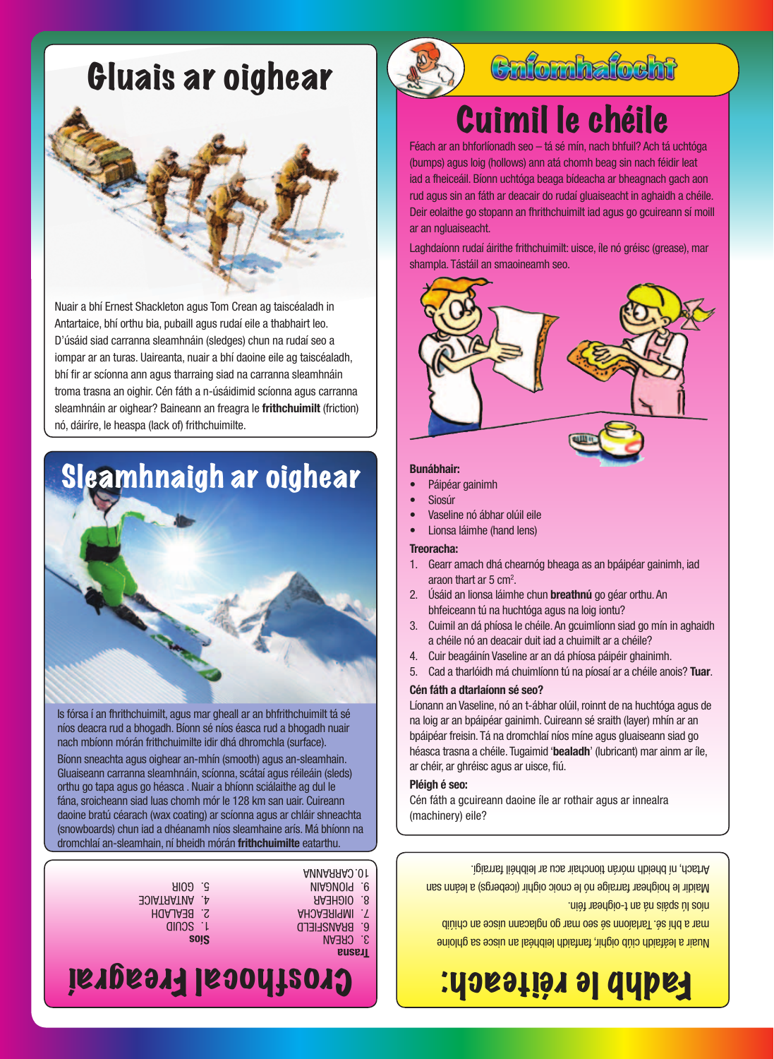# Gluais ar oighear

Nuair a bhí Ernest Shackleton agus Tom Crean ag taiscéaladh in Antartaice, bhí orthu bia, pubaill agus rudaí eile a thabhairt leo. D'úsáid siad carranna sleamhnáin (sledges) chun na rudaí seo a iompar ar an turas. Uaireanta, nuair a bhí daoine eile ag taiscéaladh, bhí fir ar scíonna ann agus tharraing siad na carranna sleamhnáin troma trasna an oighir. Cén fáth a n-úsáidimid scíonna agus carranna sleamhnáin ar oighear? Baineann an freagra le **frithchuimilt** (friction) nó, dáiríre, le heaspa (lack of) frithchuimilte.

# Sleamhnaigh ar oighear

Is fórsa í an fhrithchuimilt, agus mar gheall ar an bhfrithchuimilt tá sé níos deacra rud a bhogadh. Bíonn sé níos éasca rud a bhogadh nuair nach mbíonn mórán frithchuimilte idir dhá dhromchla (surface).

Bíonn sneachta agus oighear an-mhín (smooth) agus an-sleamhain. Gluaiseann carranna sleamhnáin, scíonna, scátaí agus réileáin (sleds) orthu go tapa agus go héasca . Nuair a bhíonn sciálaithe ag dul le fána, sroicheann siad luas chomh mór le 128 km san uair. Cuireann daoine bratú céarach (wax coating) ar scíonna agus ar chláir shneachta (snowboards) chun iad a dhéanamh níos sleamhaine arís. Má bhíonn na dromchlaí an-sleamhain, ní bheidh mórán **frithchuimilte** eatarthu.

# Crosfhocal Freagraí

**Trasna**
3. CREAN
6. BRANSFIELD
7. IMPIREACHA
8. OIGHEAR
9. PIONGAIN
10. CARRANNA

**Síos**
1. SCUID
2. BEALADH
4. ANTARTAICE
5. GOIR

# Gníomhaíocht

## Cuimil le chéile

Féach ar an bhforlíonadh seo – tá sé mín, nach bhfuil? Ach tá uchtóga (bumps) agus loig (hollows) ann atá chomh beag sin nach féidir leat iad a fheiceáil. Bíonn uchtóga beaga bídeacha ar bheagnach gach aon rud agus sin an fáth ar deacair do rudaí gluaiseacht in aghaidh a chéile. Deir eolaithe go stopann an fhrithchuimilt iad agus go gcuireann sí moill ar an ngluaiseacht.

Laghdaíonn rudaí áirithe frithchuimilt: uisce, íle nó gréisc (grease), mar shampla. Tástáil an smaoineamh seo.

**Bunábhair:**

- Páipéar gainimh
- Siosúr
- Vaseline nó ábhar olúil eile
- Lionsa láimhe (hand lens)

**Treoracha:**

1. Gearr amach dhá chearnóg bheaga as an bpáipéar gainimh, iad araon thart ar 5 $cm^2$.
2. Úsáid an lionsa láimhe chun **breathnú** go géar orthu. An bhfeiceann tú na huchtóga agus na loig iontu?
3. Cuimil an dá phíosa le chéile. An gcuimlíonn siad go mín in aghaidh a chéile nó an deacair duit iad a chuimilt ar a chéile?
4. Cuir beagáinín Vaseline ar an dá phíosa páipéir ghainimh.
5. Cad a tharlóidh má chuimlíonn tú na píosaí ar a chéile anois? **Tuar**.

**Cén fáth a dtarlaíonn sé seo?**

Líonann an Vaseline, nó an t-ábhar olúil, roinnt de na huchtóga agus de na loig ar an bpáipéar gainimh. Cuireann sé sraith (layer) mhín ar an bpáipéar freisin. Tá na dromchlaí níos míne agus gluaiseann siad go héasca trasna a chéile. Tugaimid '**bealadh**' (lubricant) mar ainm ar íle, ar chéir, ar ghréisc agus ar uisce, fiú.

**Pléigh é seo:**

Cén fáth a gcuireann daoine íle ar rothair agus ar innealra (machinery) eile?

# Fadhb le réiteach:

Nuair a leánn ciúb oighir, fanfaidh leibhéal an uisce sa ghloine mar a bhí sé. Tarlaíonn sé seo mar go nglacann uisce an chiúb níos lú spáis ná an t-oighear féin.

Maidir le hoighear farraige nó le cnoic oighir (icebergs) a leánn san Artach, ní bheidh mórán tionchair acu ar leibhéal farraigí.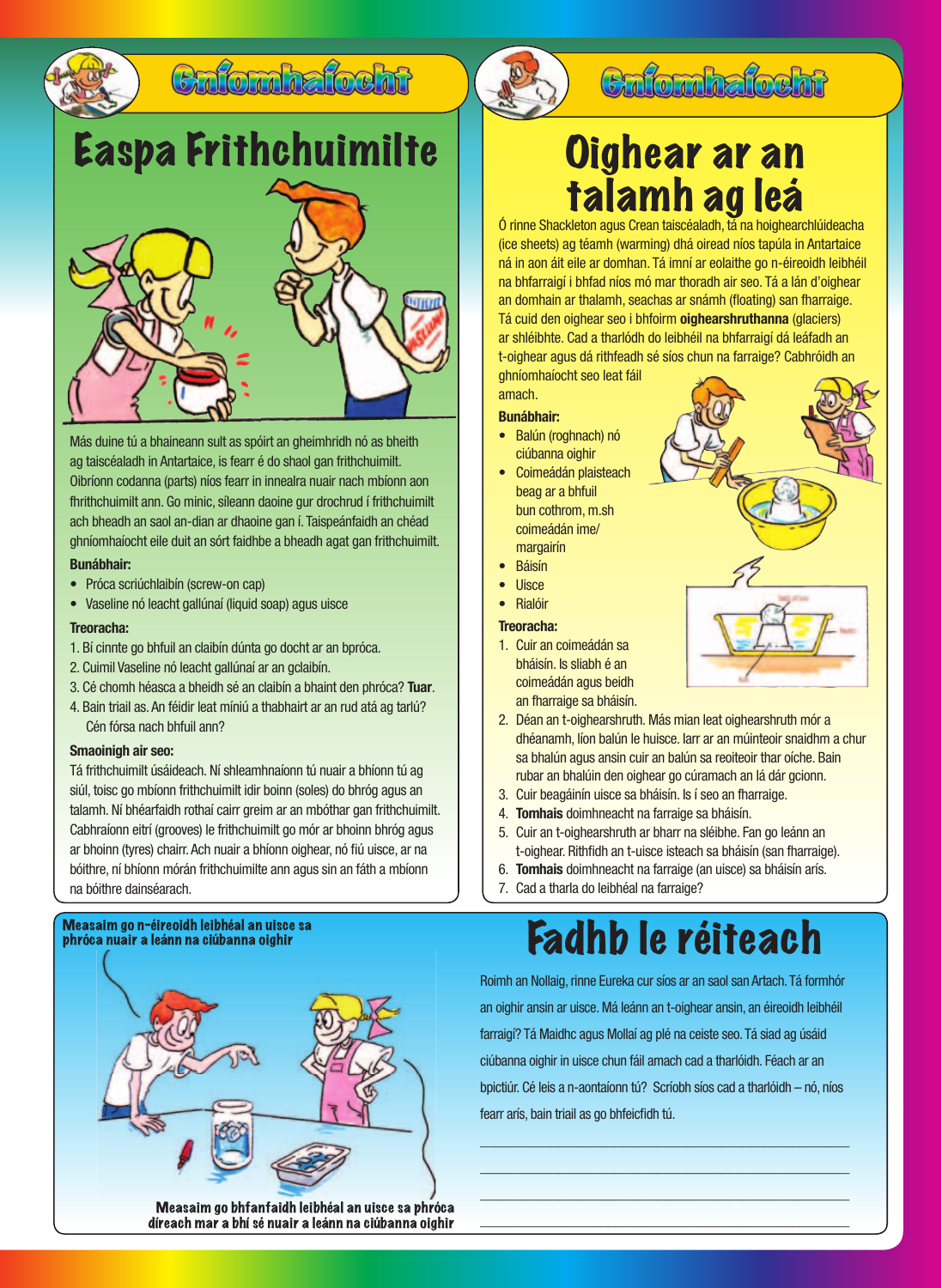## Gníomhaíocht

# Easpa Frithchuimilte

Más duine tú a bhaineann sult as spóirt an gheimhridh nó as bheith ag taiscéaladh in Antartaice, is fearr é do shaol gan frithchuimilt. Oibríonn codanna (parts) níos fearr in innealra nuair nach mbíonn aon fhrithchuimilt ann. Go minic, síleann daoine gur drochrud í frithchuimilt ach bheadh an saol an-dian ar dhaoine gan í. Taispeánfaidh an chéad ghníomhaíocht eile duit an sórt faidhbe a bheadh agat gan frithchuimilt.

**Bunábhair:**

- Próca scriúchlaibín (screw-on cap)
- Vaseline nó leacht gallúnaí (liquid soap) agus uisce

**Treoracha:**

1. Bí cinnte go bhfuil an claibín dúnta go docht ar an bpróca.
2. Cuimil Vaseline nó leacht gallúnaí ar an gclaibín.
3. Cé chomh héasca a bheidh sé an claibín a baint den phróca? **Tuar**.
4. Bain triail as. An féidir leat míniú a thabhairt ar an rud atá ag tarlú? Cén fórsa nach bhfuil ann?

**Smaoinigh air seo:**

Tá frithchuimilt úsáideach. Ní shleamhnaíonn tú nuair a bhíonn tú ag siúl, toisc go mbíonn frithchuimilt idir boinn (soles) do bhróg agus an talamh. Ní bhéarfaidh rothaí cairr greim ar an mbóthar gan frithchuimilt. Cabhraíonn eitrí (grooves) le frithchuimilt go mór ar bhoinn bhróg agus ar bhoinn (tyres) chairr. Ach nuair a bhíonn oighear, nó fiú uisce, ar na bóithre, ní bhíonn mórán frithchuimilte ann agus sin an fáth a mbíonn na bóithre dainséarach.

## Gníomhaíocht

# Oighear ar an talamh ag leá

Ó rinne Shackleton agus Crean taiscéaladh, tá na hoighearchlúideacha (ice sheets) ag téamh (warming) dhá oiread níos tapúla in Antartaice ná in aon áit eile ar domhan. Tá imní ar eolaithe go n-éireoidh leibhéil na bhfarraigí i bhfad níos mó mar thoradh air seo. Tá a lán d'oighear an domhain ar thalamh, seachas ar snámh (floating) san fharraige. Tá cuid den oighear seo i bhfoirm **oighearshruthanna** (glaciers) ar shléibhte. Cad a tharlódh do leibhéil na bhfarraigí dá leáfadh an t-oighear agus dá rithfeadh sé síos chun na farraige? Cabhróidh an ghníomhaíocht seo leat fáil amach.

**Bunábhair:**

- Balún (roghnach) nó ciúbanna oighir
- Coimeádán plaisteach beag ar a bhfuil bun cothrom, m.sh coimeádán ime/margairín
- Báisín
- Uisce
- Rialóir

**Treoracha:**

1. Cuir an coimeádán sa bháisín. Is sliabh é an coimeádán agus beidh an fharraige sa bháisín.
2. Déan an t-oighearshruth. Más mian leat oighearshruth mór a dhéanamh, líon balún le huisce. Iarr ar an múinteoir snaidhm a chur sa bhalún agus ansin cuir an balún sa reoiteoir thar oíche. Bain rubar an bhalúin den oighear go cúramach an lá dár gcionn.
3. Cuir beagáinín uisce sa bháisín. Is í seo an fharraige.
4. **Tomhais** doimhneacht na farraige sa bháisín.
5. Cuir an t-oighearshruth ar bharr na sléibhe. Fan go leánn an t-oighear. Rithfidh an t-uisce isteach sa bháisín (san fharraige).
6. **Tomhais** doimhneacht na farraige (an uisce) sa bháisín arís.
7. Cad a tharla do leibhéal na farraige?

Measaim go n-éireoidh leibhéal an uisce sa phróca nuair a leánn na ciúbanna oighir

Measaim go bhfanfaidh leibhéal an uisce sa phróca díreach mar a bhí sé nuair a leánn na ciúbanna oighir

# Fadhb le réiteach

Roimh an Nollaig, rinne Eureka cur síos ar an saol san Artach. Tá formhór an oighir ansin ar uisce. Má leánn an t-oighear ansin, an éireoidh leibhéil farraigí? Tá Maidhc agus Mollaí ag plé na ceiste seo. Tá siad ag úsáid ciúbanna oighir in uisce chun fáil amach cad a tharlóidh. Féach ar an bpictiúr. Cé leis a n-aontaíonn tú? Scríobh síos cad a tharlóidh – nó, níos fearr arís, bain triail as go bhfeicfidh tú.

___________________________________________

___________________________________________

___________________________________________

___________________________________________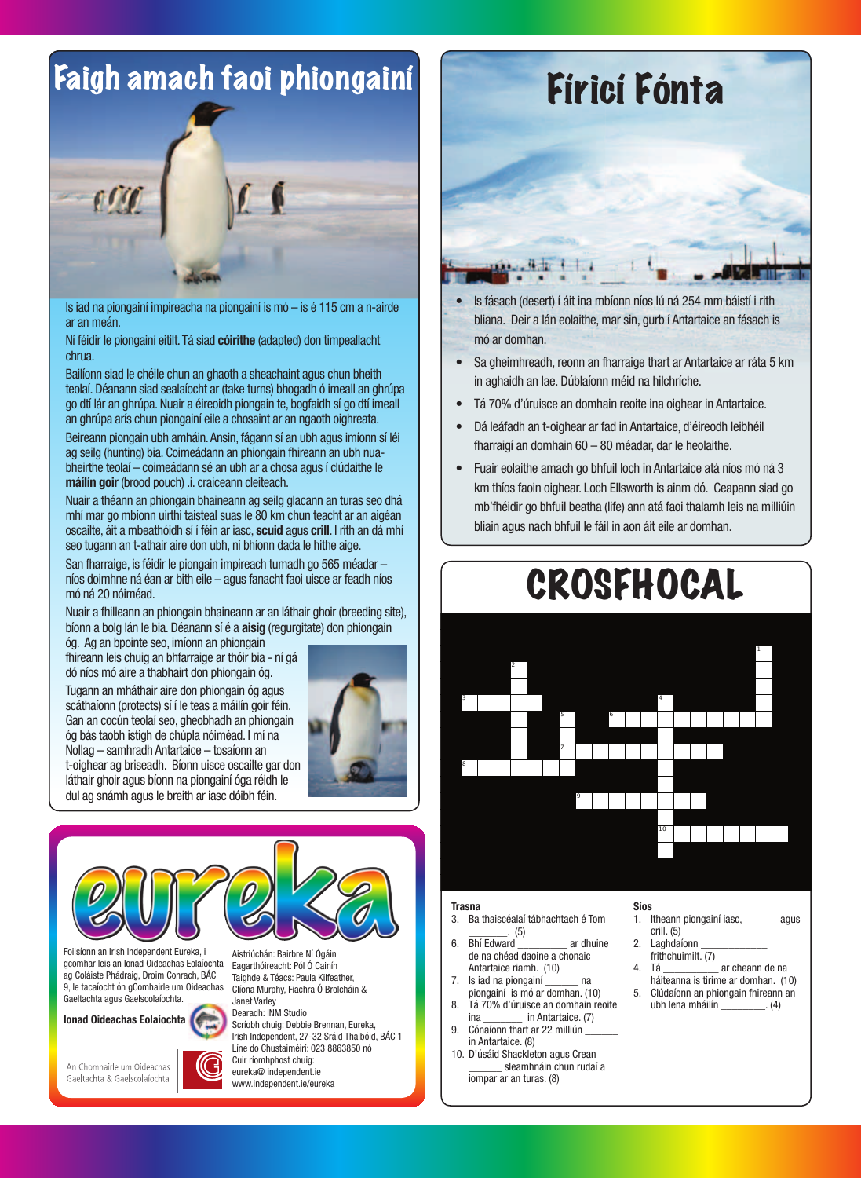# Faigh amach faoi phiongainí

Is iad na piongainí impireacha na piongainí is mó – is é 115 cm a n-airde ar an meán.

Ní féidir le piongainí eitilt. Tá siad **cóirithe** (adapted) don timpeallacht chrua.

Bailíonn siad le chéile chun an ghaoth a sheachaint agus chun bheith teolaí. Déanann siad sealaíocht ar (take turns) bhogadh ó imeall an ghrúpa go dtí lár an ghrúpa. Nuair a éireoidh piongain te, bogfaidh sí go dtí imeall an ghrúpa arís chun piongainí eile a chosaint ar an ngaoth oighreata.

Beireann piongain ubh amháin. Ansin, fágann sí an ubh agus imíonn sí léi ag seilg (hunting) bia. Coimeádann an phiongain fhireann an ubh nua-bheirthe teolaí – coimeádann sé an ubh ar a chosa agus í clúdaithe le **máilín goir** (brood pouch) .i. craiceann cleiteach.

Nuair a théann an phiongain bhaineann ag seilg glacann an turas seo dhá mhí mar go mbíonn uirthi taisteal suas le 80 km chun teacht ar an aigéan oscailte, áit a mbeathóidh sí í féin ar iasc, **scuid** agus **crill**. I rith an dá mhí seo tugann an t-athair aire don ubh, ní bhíonn dada le hithe aige.

San fharraige, is féidir le piongain impireach tumadh go 565 méadar – níos doimhne ná éan ar bith eile – agus fanacht faoi uisce ar feadh níos mó ná 20 nóiméad.

Nuair a fhilleann an phiongain bhaineann ar an láthair ghoir (breeding site), bíonn a bolg lán le bia. Déanann sí é a **aisig** (regurgitate) don phiongain óg. Ag an bpointe seo, imíonn an phiongain fhireann leis chuig an bhfarraige ar thóir bia - ní gá dó níos mó aire a thabhairt don phiongain óg.

Tugann an mháthair aire don phiongain óg agus scáthaíonn (protects) sí í le teas a máilín goir féin. Gan an cocún teolaí seo, gheobhadh an phiongain óg bás taobh istigh de chúpla nóiméad. I mí na Nollag – samhradh Antartaice – tosaíonn an t-oighear ag briseadh. Bíonn uisce oscailte gar don láthair ghoir agus bíonn na piongainí óga réidh le dul ag snámh agus le breith ar iasc dóibh féin.

# Fíricí Fónta

- Is fásach (desert) í áit ina mbíonn níos lú ná 254 mm báistí i rith bliana. Deir a lán eolaithe, mar sin, gurb í Antartaice an fásach is mó ar domhan.
- Sa gheimhreadh, reonn an fharraige thart ar Antartaice ar ráta 5 km in aghaidh an lae. Dúblaíonn méid na hilchríche.
- Tá 70% d'úruisce an domhain reoite ina oighear in Antartaice.
- Dá leáfadh an t-oighear ar fad in Antartaice, d'éireodh leibhéil fharraigí an domhain 60 – 80 méadar, dar le heolaithe.
- Fuair eolaithe amach go bhfuil loch in Antartaice atá níos mó ná 3 km thíos faoin oighear. Loch Ellsworth is ainm dó. Ceapann siad go mb'fhéidir go bhfuil beatha (life) ann atá faoi thalamh leis na milliúin bliain agus nach bhfuil le fáil in aon áit eile ar domhan.

# CROSFHOCAL

**Trasna**

3. Ba thaiscéalaí tábhachtach é Tom _______. (5)
6. Bhí Edward _________ ar dhuine de na chéad daoine a chonaic Antartaice riamh. (10)
7. Is iad na piongainí ______ na piongainí is mó ar domhan. (10)
8. Tá 70% d'úruisce an domhain reoite ina _______ in Antartaice. (7)
9. Cónaíonn thart ar 22 milliún ______ in Antartaice. (8)
10. D'úsáid Shackleton agus Crean ______ sleamhnáin chun rudaí a iompar ar an turas. (8)

**Síos**

1. Itheann piongainí iasc, ______ agus crill. (5)
2. Laghdaíonn ____________ frithchuimilt. (7)
4. Tá __________ ar cheann de na háiteanna is tirime ar domhan. (10)
5. Clúdaíonn an phiongain fhireann an ubh lena mháilín ________. (4)

Foilsíonn an Irish Independent Eureka, i gcomhar leis an Ionad Oideachas Eolaíochta ag Coláiste Phádraig, Droim Conrach, BÁC 9, le tacaíocht ón gComhairle um Oideachas Gaeltachta agus Gaelscolaíochta.

**Ionad Oideachas Eolaíochta**

An Chomhairle um Oideachas Gaeltachta & Gaelscolaíochta

Aistriúchán: Bairbre Ní Ógáin
Eagarthóireacht: Pól Ó Cainín
Taighde & Téacs: Paula Kilfeather, Clíona Murphy, Fiachra Ó Brolcháin & Janet Varley
Dearadh: INM Studio
Scríobh chuig: Debbie Brennan, Eureka, Irish Independent, 27-32 Sráid Thalbóid, BÁC 1
Líne do Chustaiméirí: 023 8863850 nó
Cuir ríomhphost chuig: eureka@independent.ie
www.independent.ie/eureka